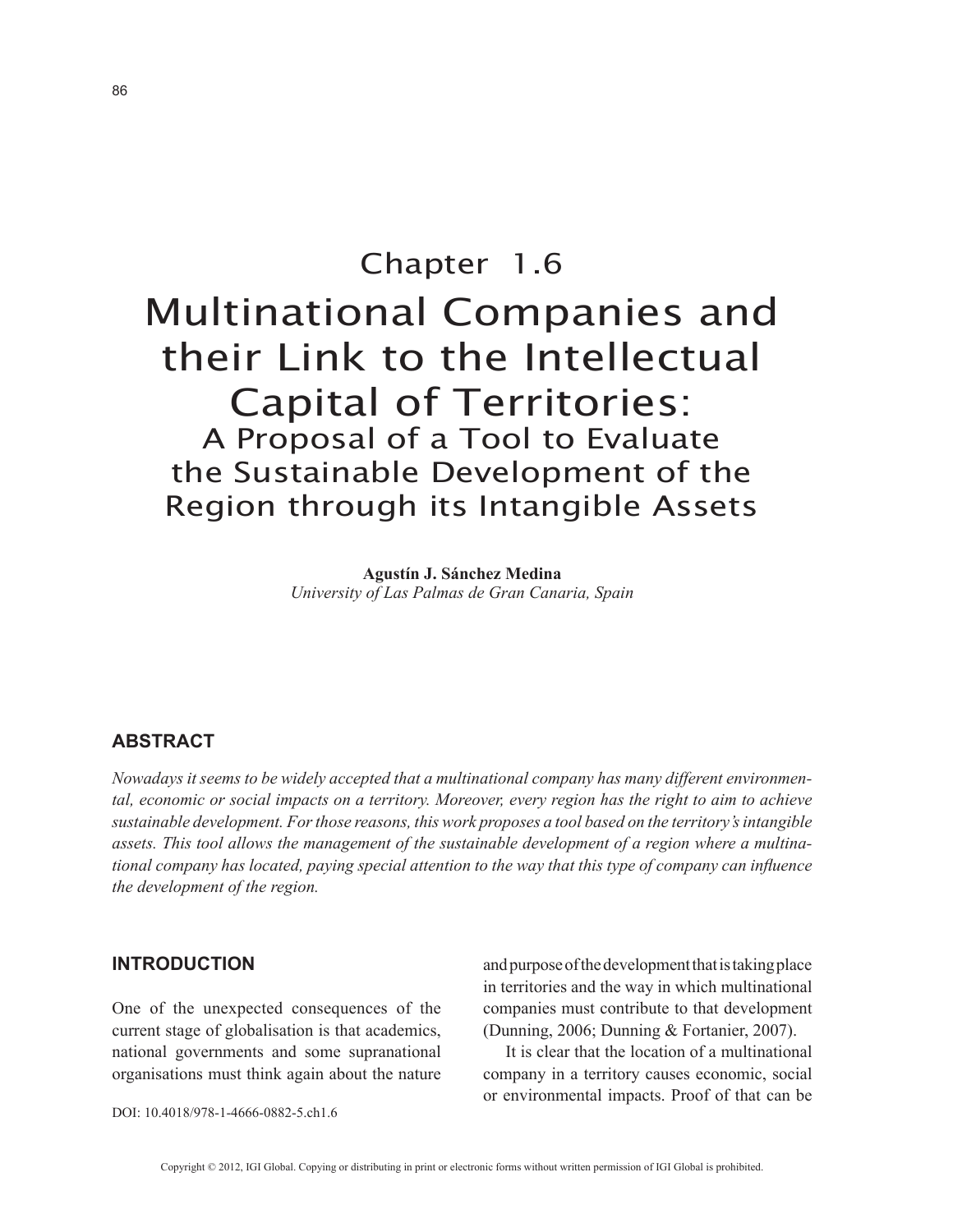# Chapter 1.6
# Multinational Companies and their Link to the Intellectual Capital of Territories:
## A Proposal of a Tool to Evaluate the Sustainable Development of the Region through its Intangible Assets

**Agustín J. Sánchez Medina**
*University of Las Palmas de Gran Canaria, Spain*

## ABSTRACT

*Nowadays it seems to be widely accepted that a multinational company has many different environmental, economic or social impacts on a territory. Moreover, every region has the right to aim to achieve sustainable development. For those reasons, this work proposes a tool based on the territory's intangible assets. This tool allows the management of the sustainable development of a region where a multinational company has located, paying special attention to the way that this type of company can influence the development of the region.*

## INTRODUCTION

One of the unexpected consequences of the current stage of globalisation is that academics, national governments and some supranational organisations must think again about the nature and purpose of the development that is taking place in territories and the way in which multinational companies must contribute to that development (Dunning, 2006; Dunning & Fortanier, 2007).

It is clear that the location of a multinational company in a territory causes economic, social or environmental impacts. Proof of that can be

DOI: 10.4018/978-1-4666-0882-5.ch1.6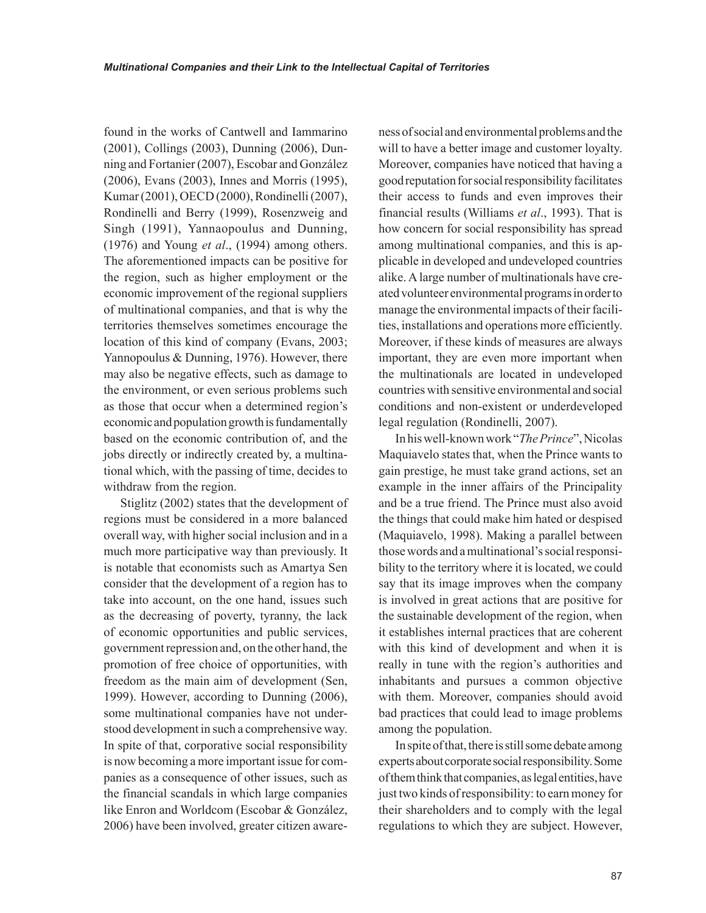found in the works of Cantwell and Iammarino (2001), Collings (2003), Dunning (2006), Dunning and Fortanier (2007), Escobar and González (2006), Evans (2003), Innes and Morris (1995), Kumar (2001), OECD (2000), Rondinelli (2007), Rondinelli and Berry (1999), Rosenzweig and Singh (1991), Yannaopoulus and Dunning, (1976) and Young *et al*., (1994) among others. The aforementioned impacts can be positive for the region, such as higher employment or the economic improvement of the regional suppliers of multinational companies, and that is why the territories themselves sometimes encourage the location of this kind of company (Evans, 2003; Yannopoulus & Dunning, 1976). However, there may also be negative effects, such as damage to the environment, or even serious problems such as those that occur when a determined region's economic and population growth is fundamentally based on the economic contribution of, and the jobs directly or indirectly created by, a multinational which, with the passing of time, decides to withdraw from the region.

Stiglitz (2002) states that the development of regions must be considered in a more balanced overall way, with higher social inclusion and in a much more participative way than previously. It is notable that economists such as Amartya Sen consider that the development of a region has to take into account, on the one hand, issues such as the decreasing of poverty, tyranny, the lack of economic opportunities and public services, government repression and, on the other hand, the promotion of free choice of opportunities, with freedom as the main aim of development (Sen, 1999). However, according to Dunning (2006), some multinational companies have not understood development in such a comprehensive way. In spite of that, corporative social responsibility is now becoming a more important issue for companies as a consequence of other issues, such as the financial scandals in which large companies like Enron and Worldcom (Escobar & González, 2006) have been involved, greater citizen awareness of social and environmental problems and the will to have a better image and customer loyalty. Moreover, companies have noticed that having a good reputation for social responsibility facilitates their access to funds and even improves their financial results (Williams *et al*., 1993). That is how concern for social responsibility has spread among multinational companies, and this is applicable in developed and undeveloped countries alike. A large number of multinationals have created volunteer environmental programs in order to manage the environmental impacts of their facilities, installations and operations more efficiently. Moreover, if these kinds of measures are always important, they are even more important when the multinationals are located in undeveloped countries with sensitive environmental and social conditions and non-existent or underdeveloped legal regulation (Rondinelli, 2007).

In his well-known work "*The Prince*", Nicolas Maquiavelo states that, when the Prince wants to gain prestige, he must take grand actions, set an example in the inner affairs of the Principality and be a true friend. The Prince must also avoid the things that could make him hated or despised (Maquiavelo, 1998). Making a parallel between those words and a multinational's social responsibility to the territory where it is located, we could say that its image improves when the company is involved in great actions that are positive for the sustainable development of the region, when it establishes internal practices that are coherent with this kind of development and when it is really in tune with the region's authorities and inhabitants and pursues a common objective with them. Moreover, companies should avoid bad practices that could lead to image problems among the population.

In spite of that, there is still some debate among experts about corporate social responsibility. Some of them think that companies, as legal entities, have just two kinds of responsibility: to earn money for their shareholders and to comply with the legal regulations to which they are subject. However,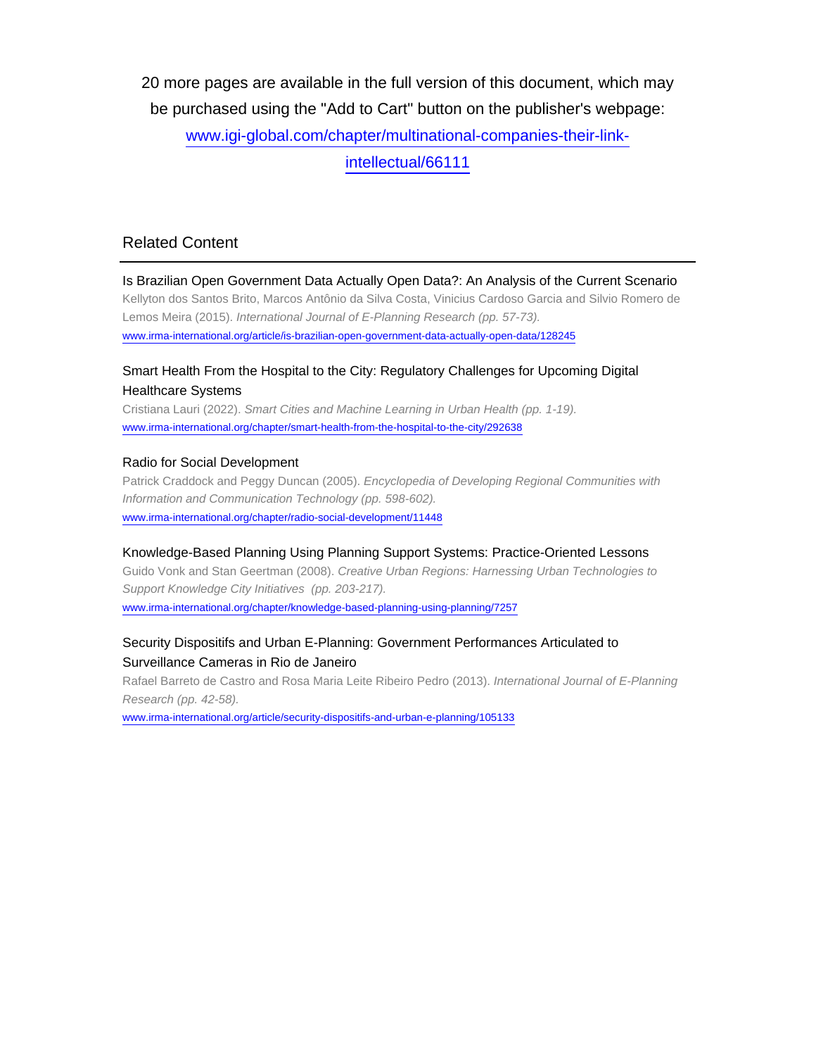20 more pages are available in the full version of this document, which may be purchased using the "Add to Cart" button on the publisher's webpage: [www.igi-global.com/chapter/multinational-companies-their-link-intellectual/66111](www.igi-global.com/chapter/multinational-companies-their-link-intellectual/66111)

## Related Content

**Is Brazilian Open Government Data Actually Open Data?: An Analysis of the Current Scenario**
Kellyton dos Santos Brito, Marcos Antônio da Silva Costa, Vinicius Cardoso Garcia and Silvio Romero de Lemos Meira (2015). *International Journal of E-Planning Research (pp. 57-73).*
[www.irma-international.org/article/is-brazilian-open-government-data-actually-open-data/128245](www.irma-international.org/article/is-brazilian-open-government-data-actually-open-data/128245)

**Smart Health From the Hospital to the City: Regulatory Challenges for Upcoming Digital Healthcare Systems**
Cristiana Lauri (2022). *Smart Cities and Machine Learning in Urban Health (pp. 1-19).*
[www.irma-international.org/chapter/smart-health-from-the-hospital-to-the-city/292638](www.irma-international.org/chapter/smart-health-from-the-hospital-to-the-city/292638)

**Radio for Social Development**
Patrick Craddock and Peggy Duncan (2005). *Encyclopedia of Developing Regional Communities with Information and Communication Technology (pp. 598-602).*
[www.irma-international.org/chapter/radio-social-development/11448](www.irma-international.org/chapter/radio-social-development/11448)

**Knowledge-Based Planning Using Planning Support Systems: Practice-Oriented Lessons**
Guido Vonk and Stan Geertman (2008). *Creative Urban Regions: Harnessing Urban Technologies to Support Knowledge City Initiatives (pp. 203-217).*
[www.irma-international.org/chapter/knowledge-based-planning-using-planning/7257](www.irma-international.org/chapter/knowledge-based-planning-using-planning/7257)

**Security Dispositifs and Urban E-Planning: Government Performances Articulated to Surveillance Cameras in Rio de Janeiro**
Rafael Barreto de Castro and Rosa Maria Leite Ribeiro Pedro (2013). *International Journal of E-Planning Research (pp. 42-58).*
[www.irma-international.org/article/security-dispositifs-and-urban-e-planning/105133](www.irma-international.org/article/security-dispositifs-and-urban-e-planning/105133)